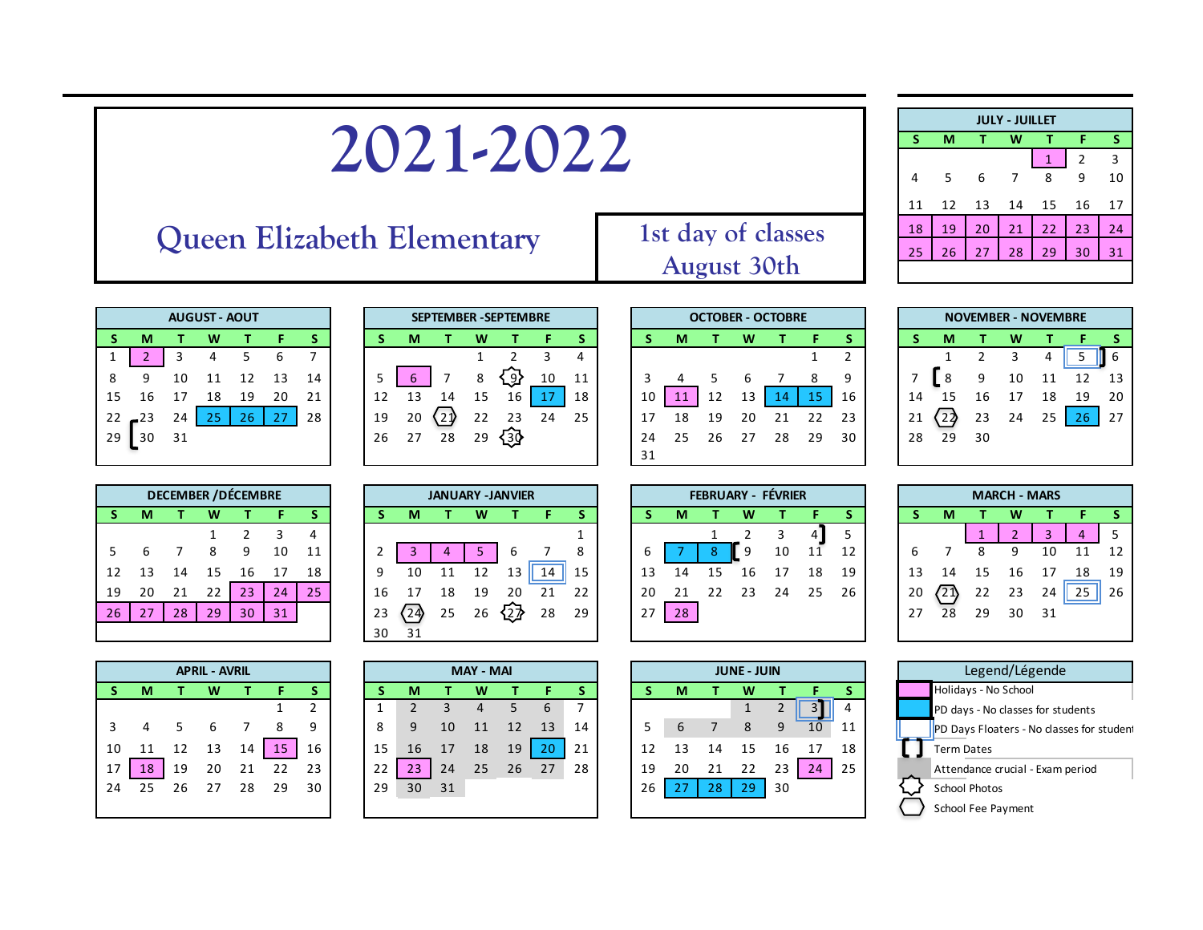# 2021-2022

## Queen Elizabeth Elementary

1st day of classes
August 30th

### JULY - JUILLET

| S | M | T | W | T | F | S |
|---|---|---|---|---|---|---|
| | | | | 1 | 2 | 3 |
| 4 | 5 | 6 | 7 | 8 | 9 | 10 |
| 11 | 12 | 13 | 14 | 15 | 16 | 17 |
| 18 | 19 | 20 | 21 | 22 | 23 | 24 |
| 25 | 26 | 27 | 28 | 29 | 30 | 31 |

### AUGUST - AOUT

| S | M | T | W | T | F | S |
|---|---|---|---|---|---|---|
| 1 | 2 | 3 | 4 | 5 | 6 | 7 |
| 8 | 9 | 10 | 11 | 12 | 13 | 14 |
| 15 | 16 | 17 | 18 | 19 | 20 | 21 |
| 22 | 23 | 24 | 25 | 26 | 27 | 28 |
| 29 | [ 30 | 31 | | | | |

### SEPTEMBER -SEPTEMBRE

| S | M | T | W | T | F | S |
|---|---|---|---|---|---|---|
| | | | 1 | 2 | 3 | 4 |
| 5 | 6 | 7 | 8 | 9 | 10 | 11 |
| 12 | 13 | 14 | 15 | 16 | 17 | 18 |
| 19 | 20 | 21 | 22 | 23 | 24 | 25 |
| 26 | 27 | 28 | 29 | 30 | | |

### OCTOBER - OCTOBRE

| S | M | T | W | T | F | S |
|---|---|---|---|---|---|---|
| | | | | | 1 | 2 |
| 3 | 4 | 5 | 6 | 7 | 8 | 9 |
| 10 | 11 | 12 | 13 | 14 | 15 | 16 |
| 17 | 18 | 19 | 20 | 21 | 22 | 23 |
| 24 | 25 | 26 | 27 | 28 | 29 | 30 |
| 31 | | | | | | |

### NOVEMBER - NOVEMBRE

| S | M | T | W | T | F | S |
|---|---|---|---|---|---|---|
| | 1 | 2 | 3 | 4 | 5 ] | 6 |
| 7 | [ 8 | 9 | 10 | 11 | 12 | 13 |
| 14 | 15 | 16 | 17 | 18 | 19 | 20 |
| 21 | 22 | 23 | 24 | 25 | 26 | 27 |
| 28 | 29 | 30 | | | | |

### DECEMBER /DÉCEMBRE

| S | M | T | W | T | F | S |
|---|---|---|---|---|---|---|
| | | | 1 | 2 | 3 | 4 |
| 5 | 6 | 7 | 8 | 9 | 10 | 11 |
| 12 | 13 | 14 | 15 | 16 | 17 | 18 |
| 19 | 20 | 21 | 22 | 23 | 24 | 25 |
| 26 | 27 | 28 | 29 | 30 | 31 | |

### JANUARY -JANVIER

| S | M | T | W | T | F | S |
|---|---|---|---|---|---|---|
| | | | | | | 1 |
| 2 | 3 | 4 | 5 | 6 | 7 | 8 |
| 9 | 10 | 11 | 12 | 13 | 14 | 15 |
| 16 | 17 | 18 | 19 | 20 | 21 | 22 |
| 23 | 24 | 25 | 26 | 27 | 28 | 29 |
| 30 | 31 | | | | | |

### FEBRUARY - FÉVRIER

| S | M | T | W | T | F | S |
|---|---|---|---|---|---|---|
| | | 1 | 2 | 3 | 4 ] | 5 |
| 6 | 7 | 8 | [ 9 | 10 | 11 | 12 |
| 13 | 14 | 15 | 16 | 17 | 18 | 19 |
| 20 | 21 | 22 | 23 | 24 | 25 | 26 |
| 27 | 28 | | | | | |

### MARCH - MARS

| S | M | T | W | T | F | S |
|---|---|---|---|---|---|---|
| | | 1 | 2 | 3 | 4 | 5 |
| 6 | 7 | 8 | 9 | 10 | 11 | 12 |
| 13 | 14 | 15 | 16 | 17 | 18 | 19 |
| 20 | 21 | 22 | 23 | 24 | 25 | 26 |
| 27 | 28 | 29 | 30 | 31 | | |

### APRIL - AVRIL

| S | M | T | W | T | F | S |
|---|---|---|---|---|---|---|
| | | | | | 1 | 2 |
| 3 | 4 | 5 | 6 | 7 | 8 | 9 |
| 10 | 11 | 12 | 13 | 14 | 15 | 16 |
| 17 | 18 | 19 | 20 | 21 | 22 | 23 |
| 24 | 25 | 26 | 27 | 28 | 29 | 30 |

### MAY - MAI

| S | M | T | W | T | F | S |
|---|---|---|---|---|---|---|
| 1 | 2 | 3 | 4 | 5 | 6 | 7 |
| 8 | 9 | 10 | 11 | 12 | 13 | 14 |
| 15 | 16 | 17 | 18 | 19 | 20 | 21 |
| 22 | 23 | 24 | 25 | 26 | 27 | 28 |
| 29 | 30 | 31 | | | | |

### JUNE - JUIN

| S | M | T | W | T | F | S |
|---|---|---|---|---|---|---|
| | | | 1 | 2 | 3 ] | 4 |
| 5 | 6 | 7 | 8 | 9 | 10 | 11 |
| 12 | 13 | 14 | 15 | 16 | 17 | 18 |
| 19 | 20 | 21 | 22 | 23 | 24 | 25 |
| 26 | 27 | 28 | 29 | 30 | | |

### Legend/Légende

- Holidays - No School
- PD days - No classes for students
- PD Days Floaters - No classes for student
- [ ] Term Dates
- Attendance crucial - Exam period
- School Photos
- School Fee Payment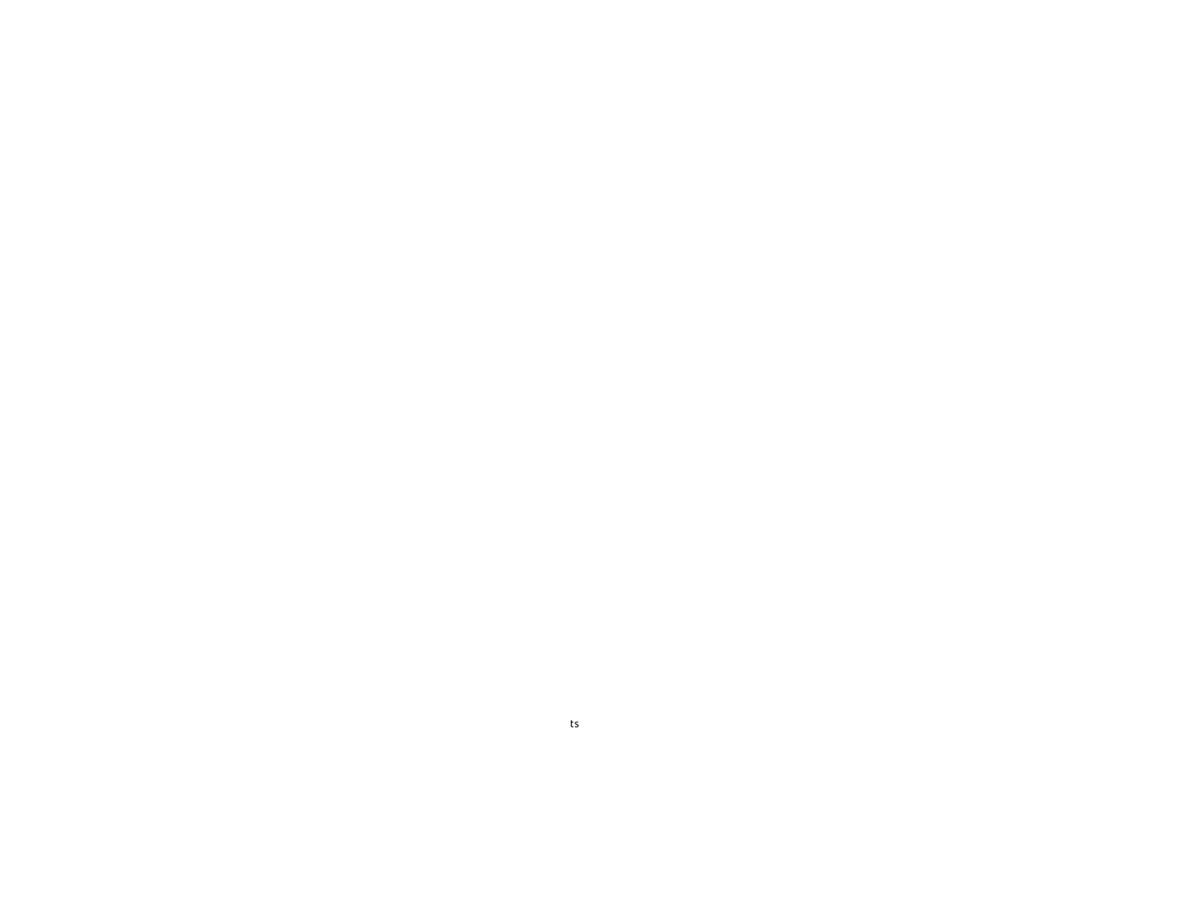ts